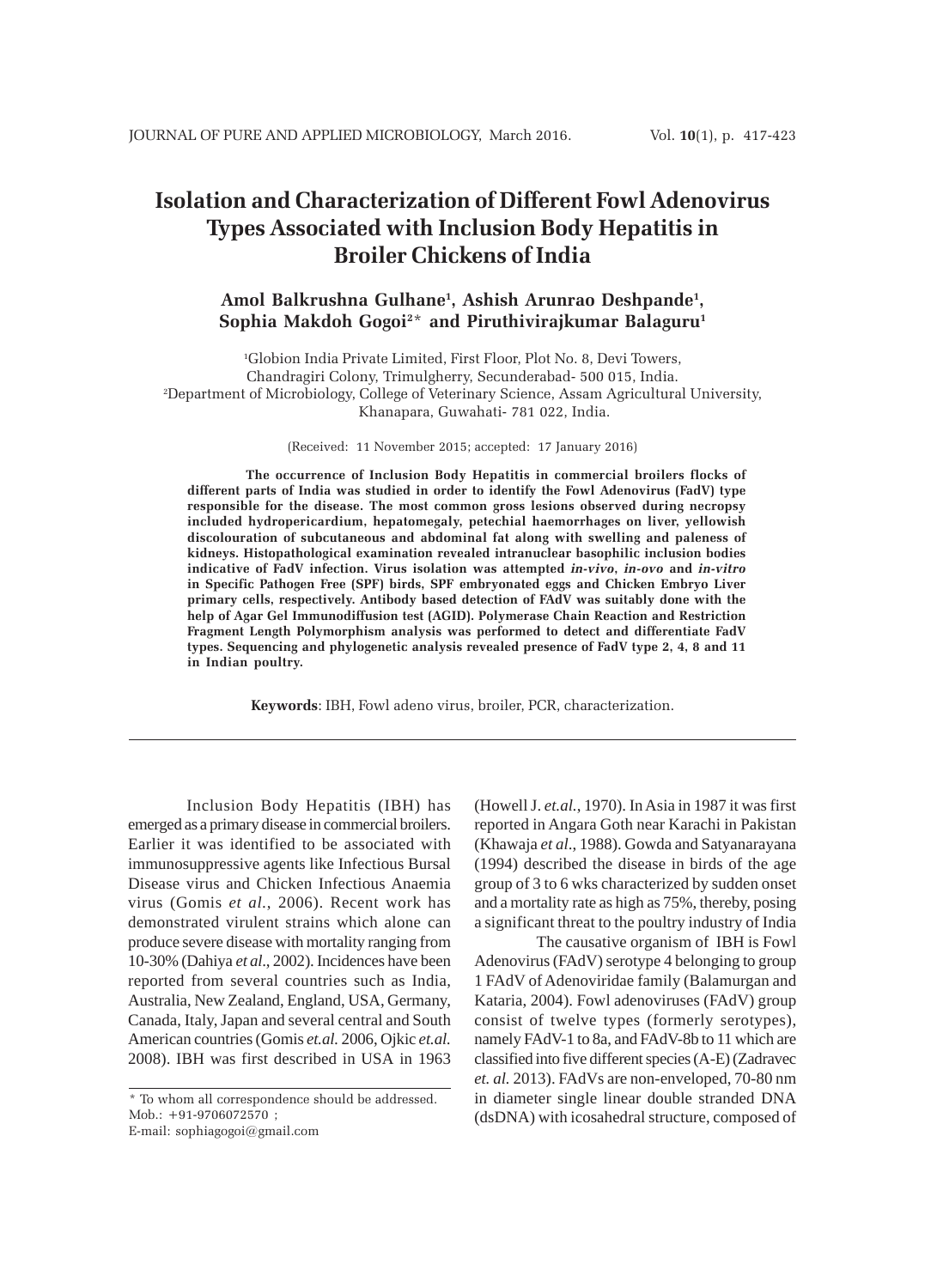# Isolation and Characterization of Different Fowl Adenovirus Types Associated with Inclusion Body Hepatitis in Broiler Chickens of India

**Amol Balkrushna Gulhane[1], Ashish Arunrao Deshpande[1], Sophia Makdoh Gogoi[2]* and Piruthivirajkumar Balaguru[1]**

[1]Globion India Private Limited, First Floor, Plot No. 8, Devi Towers, Chandragiri Colony, Trimulgherry, Secunderabad- 500 015, India.
[2]Department of Microbiology, College of Veterinary Science, Assam Agricultural University, Khanapara, Guwahati- 781 022, India.

(Received: 11 November 2015; accepted: 17 January 2016)

**The occurrence of Inclusion Body Hepatitis in commercial broilers flocks of different parts of India was studied in order to identify the Fowl Adenovirus (FadV) type responsible for the disease. The most common gross lesions observed during necropsy included hydropericardium, hepatomegaly, petechial haemorrhages on liver, yellowish discolouration of subcutaneous and abdominal fat along with swelling and paleness of kidneys. Histopathological examination revealed intranuclear basophilic inclusion bodies indicative of FadV infection. Virus isolation was attempted *in-vivo*, *in-ovo* and *in-vitro* in Specific Pathogen Free (SPF) birds, SPF embryonated eggs and Chicken Embryo Liver primary cells, respectively. Antibody based detection of FAdV was suitably done with the help of Agar Gel Immunodiffusion test (AGID). Polymerase Chain Reaction and Restriction Fragment Length Polymorphism analysis was performed to detect and differentiate FadV types. Sequencing and phylogenetic analysis revealed presence of FadV type 2, 4, 8 and 11 in Indian poultry.**

**Keywords**: IBH, Fowl adeno virus, broiler, PCR, characterization.

---

Inclusion Body Hepatitis (IBH) has emerged as a primary disease in commercial broilers. Earlier it was identified to be associated with immunosuppressive agents like Infectious Bursal Disease virus and Chicken Infectious Anaemia virus (Gomis *et al*., 2006). Recent work has demonstrated virulent strains which alone can produce severe disease with mortality ranging from 10-30% (Dahiya *et al*., 2002). Incidences have been reported from several countries such as India, Australia, New Zealand, England, USA, Germany, Canada, Italy, Japan and several central and South American countries (Gomis *et.al.* 2006, Ojkic *et.al.* 2008). IBH was first described in USA in 1963 (Howell J. *et.al.*, 1970). In Asia in 1987 it was first reported in Angara Goth near Karachi in Pakistan (Khawaja *et al*., 1988). Gowda and Satyanarayana (1994) described the disease in birds of the age group of 3 to 6 wks characterized by sudden onset and a mortality rate as high as 75%, thereby, posing a significant threat to the poultry industry of India

The causative organism of IBH is Fowl Adenovirus (FAdV) serotype 4 belonging to group 1 FAdV of Adenoviridae family (Balamurgan and Kataria, 2004). Fowl adenoviruses (FAdV) group consist of twelve types (formerly serotypes), namely FAdV-1 to 8a, and FAdV-8b to 11 which are classified into five different species (A-E) (Zadravec *et. al.* 2013). FAdVs are non-enveloped, 70-80 nm in diameter single linear double stranded DNA (dsDNA) with icosahedral structure, composed of

\* To whom all correspondence should be addressed.
Mob.: +91-9706072570 ;
E-mail: sophiagogoi@gmail.com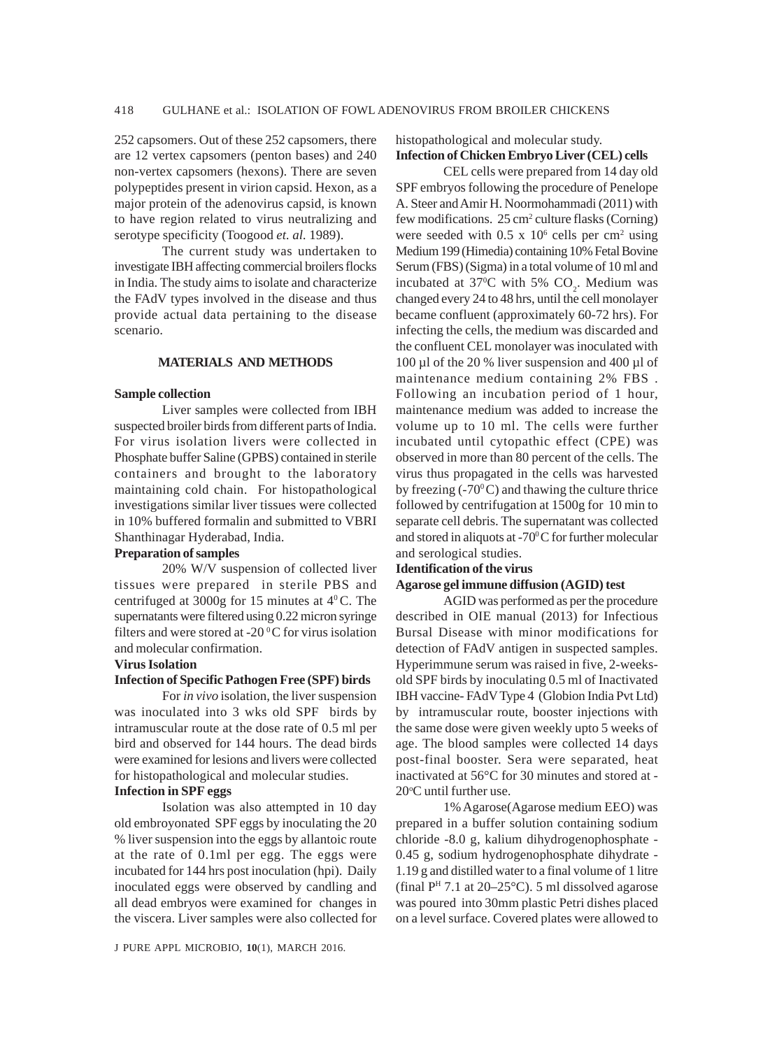252 capsomers. Out of these 252 capsomers, there are 12 vertex capsomers (penton bases) and 240 non-vertex capsomers (hexons). There are seven polypeptides present in virion capsid. Hexon, as a major protein of the adenovirus capsid, is known to have region related to virus neutralizing and serotype specificity (Toogood *et. al.* 1989).

The current study was undertaken to investigate IBH affecting commercial broilers flocks in India. The study aims to isolate and characterize the FAdV types involved in the disease and thus provide actual data pertaining to the disease scenario.

## MATERIALS AND METHODS

### Sample collection

Liver samples were collected from IBH suspected broiler birds from different parts of India. For virus isolation livers were collected in Phosphate buffer Saline (GPBS) contained in sterile containers and brought to the laboratory maintaining cold chain. For histopathological investigations similar liver tissues were collected in 10% buffered formalin and submitted to VBRI Shanthinagar Hyderabad, India.

### Preparation of samples

20% W/V suspension of collected liver tissues were prepared in sterile PBS and centrifuged at 3000g for 15 minutes at $4^0$C. The supernatants were filtered using 0.22 micron syringe filters and were stored at -20 $^0$C for virus isolation and molecular confirmation.

### Virus Isolation

#### Infection of Specific Pathogen Free (SPF) birds

For *in vivo* isolation, the liver suspension was inoculated into 3 wks old SPF birds by intramuscular route at the dose rate of 0.5 ml per bird and observed for 144 hours. The dead birds were examined for lesions and livers were collected for histopathological and molecular studies.

#### Infection in SPF eggs

Isolation was also attempted in 10 day old embryonated SPF eggs by inoculating the 20 % liver suspension into the eggs by allantoic route at the rate of 0.1ml per egg. The eggs were incubated for 144 hrs post inoculation (hpi). Daily inoculated eggs were observed by candling and all dead embryos were examined for changes in the viscera. Liver samples were also collected for histopathological and molecular study.

#### Infection of Chicken Embryo Liver (CEL) cells

CEL cells were prepared from 14 day old SPF embryos following the procedure of Penelope A. Steer and Amir H. Noormohammadi (2011) with few modifications. 25 cm$^2$ culture flasks (Corning) were seeded with 0.5 x $10^6$ cells per cm$^2$ using Medium 199 (Himedia) containing 10% Fetal Bovine Serum (FBS) (Sigma) in a total volume of 10 ml and incubated at $37^0$C with 5% $CO_2$. Medium was changed every 24 to 48 hrs, until the cell monolayer became confluent (approximately 60-72 hrs). For infecting the cells, the medium was discarded and the confluent CEL monolayer was inoculated with 100 µl of the 20 % liver suspension and 400 µl of maintenance medium containing 2% FBS . Following an incubation period of 1 hour, maintenance medium was added to increase the volume up to 10 ml. The cells were further incubated until cytopathic effect (CPE) was observed in more than 80 percent of the cells. The virus thus propagated in the cells was harvested by freezing (-$70^0$C) and thawing the culture thrice followed by centrifugation at 1500g for 10 min to separate cell debris. The supernatant was collected and stored in aliquots at -$70^0$C for further molecular and serological studies.

### Identification of the virus

#### Agarose gel immune diffusion (AGID) test

AGID was performed as per the procedure described in OIE manual (2013) for Infectious Bursal Disease with minor modifications for detection of FAdV antigen in suspected samples. Hyperimmune serum was raised in five, 2-weeks-old SPF birds by inoculating 0.5 ml of Inactivated IBH vaccine- FAdV Type 4 (Globion India Pvt Ltd) by intramuscular route, booster injections with the same dose were given weekly upto 5 weeks of age. The blood samples were collected 14 days post-final booster. Sera were separated, heat inactivated at 56°C for 30 minutes and stored at -20°C until further use.

1% Agarose(Agarose medium EEO) was prepared in a buffer solution containing sodium chloride -8.0 g, kalium dihydrogenophosphate - 0.45 g, sodium hydrogenophosphate dihydrate - 1.19 g and distilled water to a final volume of 1 litre (final $P^H$ 7.1 at 20–25°C). 5 ml dissolved agarose was poured into 30mm plastic Petri dishes placed on a level surface. Covered plates were allowed to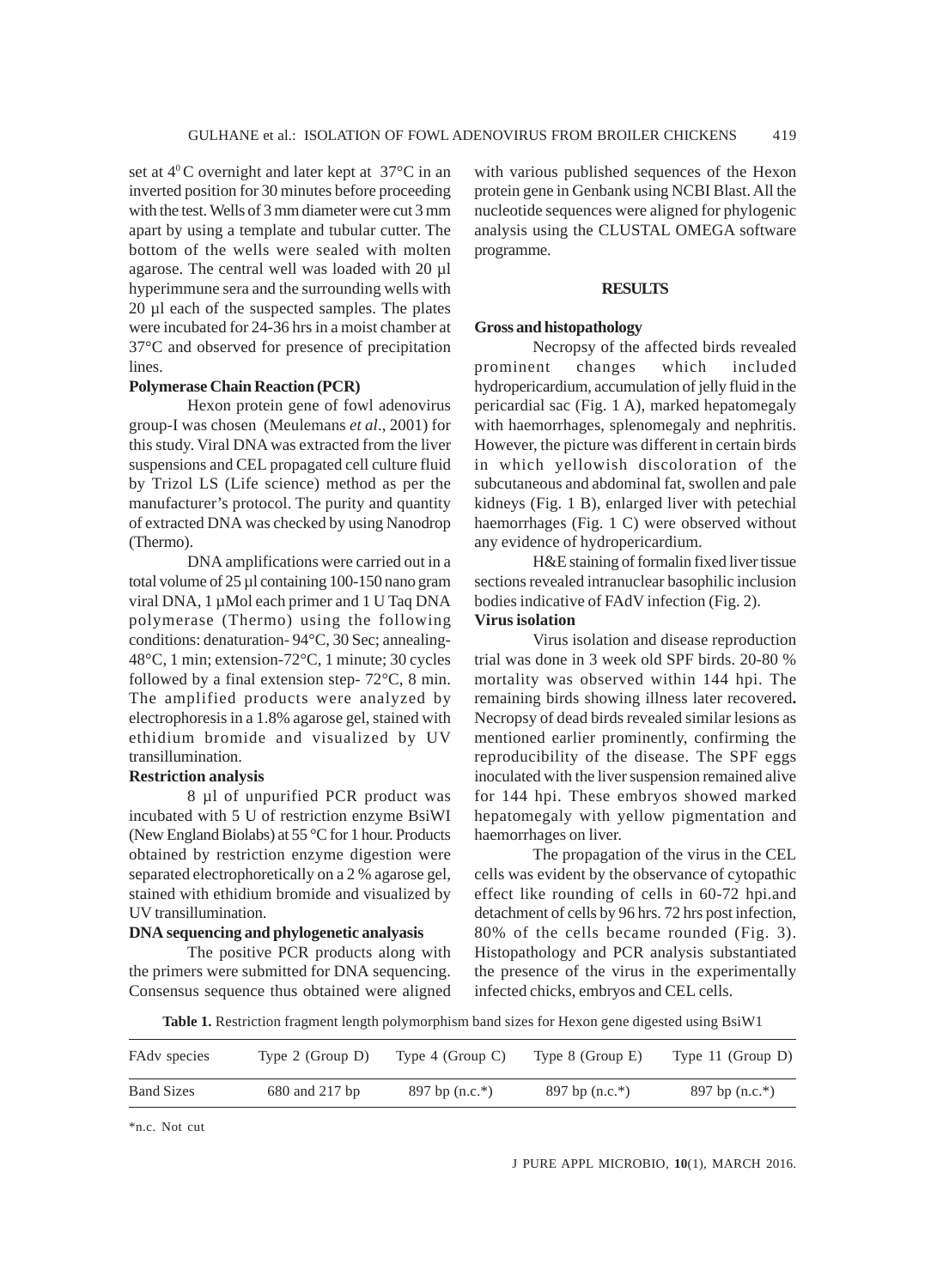set at $4^0$ C overnight and later kept at 37°C in an inverted position for 30 minutes before proceeding with the test. Wells of 3 mm diameter were cut 3 mm apart by using a template and tubular cutter. The bottom of the wells were sealed with molten agarose. The central well was loaded with 20 µl hyperimmune sera and the surrounding wells with 20 µl each of the suspected samples. The plates were incubated for 24-36 hrs in a moist chamber at 37°C and observed for presence of precipitation lines.

**Polymerase Chain Reaction (PCR)**

Hexon protein gene of fowl adenovirus group-I was chosen (Meulemans *et al*., 2001) for this study. Viral DNA was extracted from the liver suspensions and CEL propagated cell culture fluid by Trizol LS (Life science) method as per the manufacturer's protocol. The purity and quantity of extracted DNA was checked by using Nanodrop (Thermo).

DNA amplifications were carried out in a total volume of 25 µl containing 100-150 nano gram viral DNA, 1 µMol each primer and 1 U Taq DNA polymerase (Thermo) using the following conditions: denaturation- 94°C, 30 Sec; annealing- 48°C, 1 min; extension-72°C, 1 minute; 30 cycles followed by a final extension step- 72°C, 8 min. The amplified products were analyzed by electrophoresis in a 1.8% agarose gel, stained with ethidium bromide and visualized by UV transillumination.

**Restriction analysis**

8 µl of unpurified PCR product was incubated with 5 U of restriction enzyme BsiWI (New England Biolabs) at 55 °C for 1 hour. Products obtained by restriction enzyme digestion were separated electrophoretically on a 2 % agarose gel, stained with ethidium bromide and visualized by UV transillumination.

**DNA sequencing and phylogenetic analayasis**

The positive PCR products along with the primers were submitted for DNA sequencing. Consensus sequence thus obtained were aligned with various published sequences of the Hexon protein gene in Genbank using NCBI Blast. All the nucleotide sequences were aligned for phylogenic analysis using the CLUSTAL OMEGA software programme.

## RESULTS

**Gross and histopathology**

Necropsy of the affected birds revealed prominent changes which included hydropericardium, accumulation of jelly fluid in the pericardial sac (Fig. 1 A), marked hepatomegaly with haemorrhages, splenomegaly and nephritis. However, the picture was different in certain birds in which yellowish discoloration of the subcutaneous and abdominal fat, swollen and pale kidneys (Fig. 1 B), enlarged liver with petechial haemorrhages (Fig. 1 C) were observed without any evidence of hydropericardium.

H&E staining of formalin fixed liver tissue sections revealed intranuclear basophilic inclusion bodies indicative of FAdV infection (Fig. 2).

**Virus isolation**

Virus isolation and disease reproduction trial was done in 3 week old SPF birds. 20-80 % mortality was observed within 144 hpi. The remaining birds showing illness later recovered**.** Necropsy of dead birds revealed similar lesions as mentioned earlier prominently, confirming the reproducibility of the disease. The SPF eggs inoculated with the liver suspension remained alive for 144 hpi. These embryos showed marked hepatomegaly with yellow pigmentation and haemorrhages on liver.

The propagation of the virus in the CEL cells was evident by the observance of cytopathic effect like rounding of cells in 60-72 hpi.and detachment of cells by 96 hrs. 72 hrs post infection, 80% of the cells became rounded (Fig. 3). Histopathology and PCR analysis substantiated the presence of the virus in the experimentally infected chicks, embryos and CEL cells.

**Table 1.** Restriction fragment length polymorphism band sizes for Hexon gene digested using BsiW1

| FAdv species | Type 2 (Group D) | Type 4 (Group C) | Type 8 (Group E) | Type 11 (Group D) |
|---|---|---|---|---|
| Band Sizes | 680 and 217 bp | 897 bp (n.c.*) | 897 bp (n.c.*) | 897 bp (n.c.*) |

*n.c. Not cut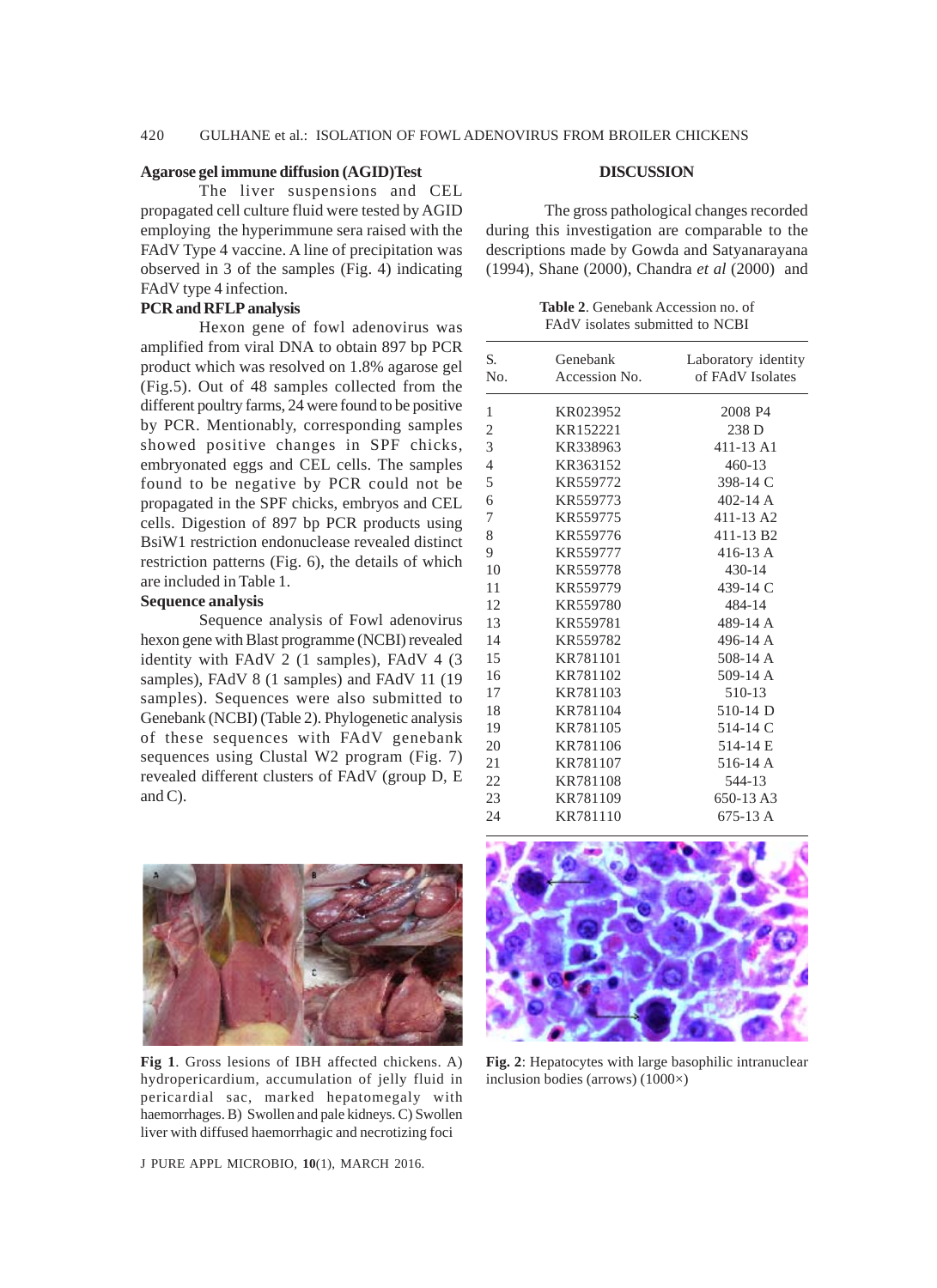### Agarose gel immune diffusion (AGID)Test

The liver suspensions and CEL propagated cell culture fluid were tested by AGID employing the hyperimmune sera raised with the FAdV Type 4 vaccine. A line of precipitation was observed in 3 of the samples (Fig. 4) indicating FAdV type 4 infection.

### PCR and RFLP analysis

Hexon gene of fowl adenovirus was amplified from viral DNA to obtain 897 bp PCR product which was resolved on 1.8% agarose gel (Fig.5). Out of 48 samples collected from the different poultry farms, 24 were found to be positive by PCR. Mentionably, corresponding samples showed positive changes in SPF chicks, embryonated eggs and CEL cells. The samples found to be negative by PCR could not be propagated in the SPF chicks, embryos and CEL cells. Digestion of 897 bp PCR products using BsiW1 restriction endonuclease revealed distinct restriction patterns (Fig. 6), the details of which are included in Table 1.

### Sequence analysis

Sequence analysis of Fowl adenovirus hexon gene with Blast programme (NCBI) revealed identity with FAdV 2 (1 samples), FAdV 4 (3 samples), FAdV 8 (1 samples) and FAdV 11 (19 samples). Sequences were also submitted to Genebank (NCBI) (Table 2). Phylogenetic analysis of these sequences with FAdV genebank sequences using Clustal W2 program (Fig. 7) revealed different clusters of FAdV (group D, E and C).

## DISCUSSION

The gross pathological changes recorded during this investigation are comparable to the descriptions made by Gowda and Satyanarayana (1994), Shane (2000), Chandra *et al* (2000) and

**Table 2**. Genebank Accession no. of FAdV isolates submitted to NCBI

| S. No. | Genebank Accession No. | Laboratory identity of FAdV Isolates |
|---|---|---|
| 1 | KR023952 | 2008 P4 |
| 2 | KR152221 | 238 D |
| 3 | KR338963 | 411-13 A1 |
| 4 | KR363152 | 460-13 |
| 5 | KR559772 | 398-14 C |
| 6 | KR559773 | 402-14 A |
| 7 | KR559775 | 411-13 A2 |
| 8 | KR559776 | 411-13 B2 |
| 9 | KR559777 | 416-13 A |
| 10 | KR559778 | 430-14 |
| 11 | KR559779 | 439-14 C |
| 12 | KR559780 | 484-14 |
| 13 | KR559781 | 489-14 A |
| 14 | KR559782 | 496-14 A |
| 15 | KR781101 | 508-14 A |
| 16 | KR781102 | 509-14 A |
| 17 | KR781103 | 510-13 |
| 18 | KR781104 | 510-14 D |
| 19 | KR781105 | 514-14 C |
| 20 | KR781106 | 514-14 E |
| 21 | KR781107 | 516-14 A |
| 22 | KR781108 | 544-13 |
| 23 | KR781109 | 650-13 A3 |
| 24 | KR781110 | 675-13 A |

**Fig 1**. Gross lesions of IBH affected chickens. A) hydropericardium, accumulation of jelly fluid in pericardial sac, marked hepatomegaly with haemorrhages. B) Swollen and pale kidneys. C) Swollen liver with diffused haemorrhagic and necrotizing foci

**Fig. 2**: Hepatocytes with large basophilic intranuclear inclusion bodies (arrows) (1000×)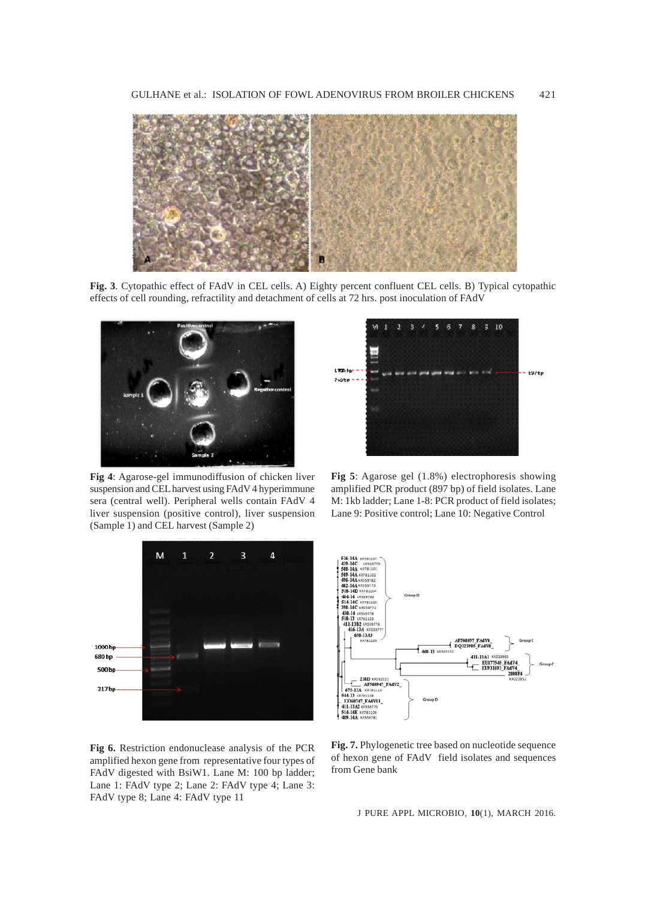**Fig. 3**. Cytopathic effect of FAdV in CEL cells. A) Eighty percent confluent CEL cells. B) Typical cytopathic effects of cell rounding, refractility and detachment of cells at 72 hrs. post inoculation of FAdV

**Fig 4**: Agarose-gel immunodiffusion of chicken liver suspension and CEL harvest using FAdV 4 hyperimmune sera (central well). Peripheral wells contain FAdV 4 liver suspension (positive control), liver suspension (Sample 1) and CEL harvest (Sample 2)

**Fig 5**: Agarose gel (1.8%) electrophoresis showing amplified PCR product (897 bp) of field isolates. Lane M: 1kb ladder; Lane 1-8: PCR product of field isolates; Lane 9: Positive control; Lane 10: Negative Control

**Fig 6.** Restriction endonuclease analysis of the PCR amplified hexon gene from representative four types of FAdV digested with BsiW1. Lane M: 100 bp ladder; Lane 1: FAdV type 2; Lane 2: FAdV type 4; Lane 3: FAdV type 8; Lane 4: FAdV type 11

**Fig. 7.** Phylogenetic tree based on nucleotide sequence of hexon gene of FAdV field isolates and sequences from Gene bank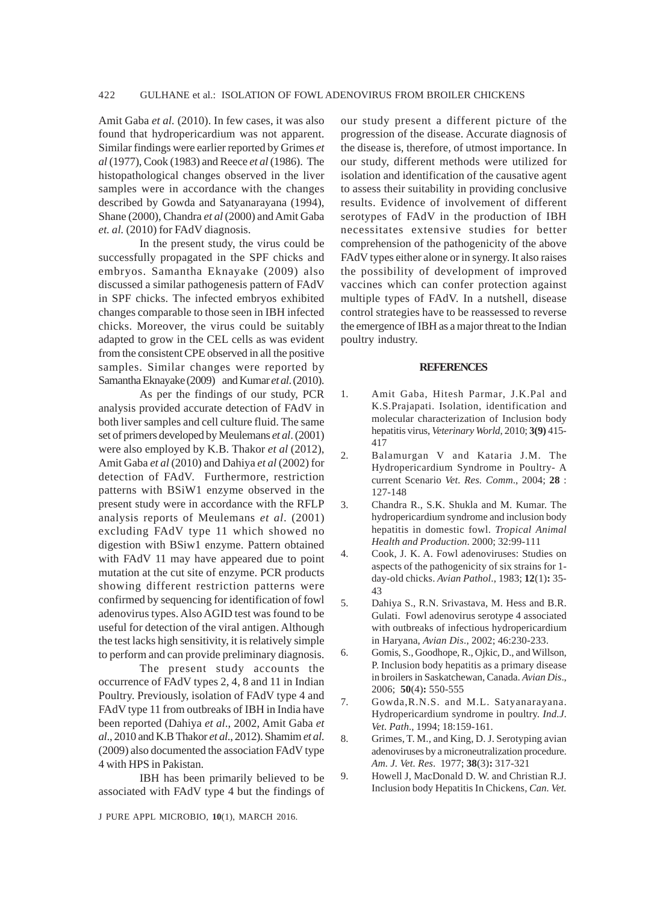Amit Gaba *et al.* (2010). In few cases, it was also found that hydropericardium was not apparent. Similar findings were earlier reported by Grimes *et al* (1977), Cook (1983) and Reece *et al* (1986). The histopathological changes observed in the liver samples were in accordance with the changes described by Gowda and Satyanarayana (1994), Shane (2000), Chandra *et al* (2000) and Amit Gaba *et. al.* (2010) for FAdV diagnosis.

In the present study, the virus could be successfully propagated in the SPF chicks and embryos. Samantha Eknayake (2009) also discussed a similar pathogenesis pattern of FAdV in SPF chicks. The infected embryos exhibited changes comparable to those seen in IBH infected chicks. Moreover, the virus could be suitably adapted to grow in the CEL cells as was evident from the consistent CPE observed in all the positive samples. Similar changes were reported by Samantha Eknayake (2009) and Kumar *et al.* (2010).

As per the findings of our study, PCR analysis provided accurate detection of FAdV in both liver samples and cell culture fluid. The same set of primers developed by Meulemans *et al*. (2001) were also employed by K.B. Thakor *et al* (2012), Amit Gaba *et al* (2010) and Dahiya *et al* (2002) for detection of FAdV. Furthermore, restriction patterns with BSiW1 enzyme observed in the present study were in accordance with the RFLP analysis reports of Meulemans *et al*. (2001) excluding FAdV type 11 which showed no digestion with BSiw1 enzyme. Pattern obtained with FAdV 11 may have appeared due to point mutation at the cut site of enzyme. PCR products showing different restriction patterns were confirmed by sequencing for identification of fowl adenovirus types. Also AGID test was found to be useful for detection of the viral antigen. Although the test lacks high sensitivity, it is relatively simple to perform and can provide preliminary diagnosis.

The present study accounts the occurrence of FAdV types 2, 4, 8 and 11 in Indian Poultry. Previously, isolation of FAdV type 4 and FAdV type 11 from outbreaks of IBH in India have been reported (Dahiya *et al*., 2002, Amit Gaba *et al*., 2010 and K.B Thakor *et al*., 2012). Shamim *et al.* (2009) also documented the association FAdV type 4 with HPS in Pakistan.

IBH has been primarily believed to be associated with FAdV type 4 but the findings of our study present a different picture of the progression of the disease. Accurate diagnosis of the disease is, therefore, of utmost importance. In our study, different methods were utilized for isolation and identification of the causative agent to assess their suitability in providing conclusive results. Evidence of involvement of different serotypes of FAdV in the production of IBH necessitates extensive studies for better comprehension of the pathogenicity of the above FAdV types either alone or in synergy. It also raises the possibility of development of improved vaccines which can confer protection against multiple types of FAdV. In a nutshell, disease control strategies have to be reassessed to reverse the emergence of IBH as a major threat to the Indian poultry industry.

## REFERENCES

1. Amit Gaba, Hitesh Parmar, J.K.Pal and K.S.Prajapati. Isolation, identification and molecular characterization of Inclusion body hepatitis virus, *Veterinary World*, 2010; **3(9)** 415-417
2. Balamurgan V and Kataria J.M. The Hydropericardium Syndrome in Poultry- A current Scenario *Vet. Res. Comm*., 2004; **28** : 127-148
3. Chandra R., S.K. Shukla and M. Kumar. The hydropericardium syndrome and inclusion body hepatitis in domestic fowl. *Tropical Animal Health and Production*. 2000; 32:99-111
4. Cook, J. K. A. Fowl adenoviruses: Studies on aspects of the pathogenicity of six strains for 1-day-old chicks. *Avian Pathol*., 1983; **12**(1)**:** 35-43
5. Dahiya S., R.N. Srivastava, M. Hess and B.R. Gulati. Fowl adenovirus serotype 4 associated with outbreaks of infectious hydropericardium in Haryana, *Avian Dis*., 2002; 46:230-233.
6. Gomis, S., Goodhope, R., Ojkic, D., and Willson, P. Inclusion body hepatitis as a primary disease in broilers in Saskatchewan, Canada. *Avian Dis*., 2006; **50**(4)**:** 550-555
7. Gowda,R.N.S. and M.L. Satyanarayana. Hydropericardium syndrome in poultry. *Ind.J. Vet. Path*., 1994; 18:159-161.
8. Grimes, T. M., and King, D. J. Serotyping avian adenoviruses by a microneutralization procedure. *Am. J. Vet. Res*. 1977; **38**(3)**:** 317-321
9. Howell J, MacDonald D. W. and Christian R.J. Inclusion body Hepatitis In Chickens, *Can. Vet.*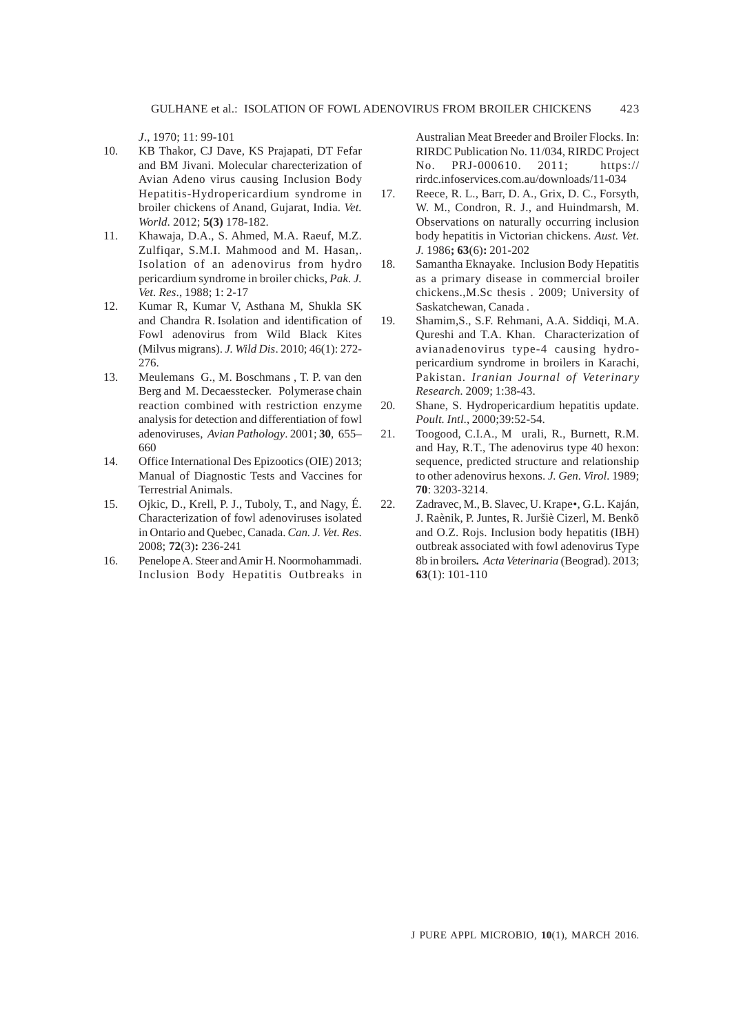*J*., 1970; 11: 99-101

10. KB Thakor, CJ Dave, KS Prajapati, DT Fefar and BM Jivani. Molecular charecterization of Avian Adeno virus causing Inclusion Body Hepatitis-Hydropericardium syndrome in broiler chickens of Anand, Gujarat, India. *Vet. World*. 2012; **5(3)** 178-182.
11. Khawaja, D.A., S. Ahmed, M.A. Raeuf, M.Z. Zulfiqar, S.M.I. Mahmood and M. Hasan,. Isolation of an adenovirus from hydro pericardium syndrome in broiler chicks, *Pak. J. Vet. Res*., 1988; 1: 2-17
12. Kumar R, Kumar V, Asthana M, Shukla SK and Chandra R. Isolation and identification of Fowl adenovirus from Wild Black Kites (Milvus migrans). *J. Wild Dis*. 2010; 46(1): 272-276.
13. Meulemans G., M. Boschmans , T. P. van den Berg and M. Decaesstecker. Polymerase chain reaction combined with restriction enzyme analysis for detection and differentiation of fowl adenoviruses, *Avian Pathology*. 2001; **30**, 655–660
14. Office International Des Epizootics (OIE) 2013; Manual of Diagnostic Tests and Vaccines for Terrestrial Animals.
15. Ojkic, D., Krell, P. J., Tuboly, T., and Nagy, É. Characterization of fowl adenoviruses isolated in Ontario and Quebec, Canada. *Can. J. Vet. Res*. 2008; **72**(3)**:** 236-241
16. Penelope A. Steer and Amir H. Noormohammadi. Inclusion Body Hepatitis Outbreaks in Australian Meat Breeder and Broiler Flocks. In: RIRDC Publication No. 11/034, RIRDC Project No. PRJ-000610. 2011; https://rirdc.infoservices.com.au/downloads/11-034
17. Reece, R. L., Barr, D. A., Grix, D. C., Forsyth, W. M., Condron, R. J., and Huindmarsh, M. Observations on naturally occurring inclusion body hepatitis in Victorian chickens. *Aust. Vet. J.* 1986**; 63**(6)**:** 201-202
18. Samantha Eknayake. Inclusion Body Hepatitis as a primary disease in commercial broiler chickens.,M.Sc thesis . 2009; University of Saskatchewan, Canada .
19. Shamim,S., S.F. Rehmani, A.A. Siddiqi, M.A. Qureshi and T.A. Khan. Characterization of avianadenovirus type-4 causing hydro-pericardium syndrome in broilers in Karachi, Pakistan. *Iranian Journal of Veterinary Research*. 2009; 1:38-43.
20. Shane, S. Hydropericardium hepatitis update. *Poult. Intl*., 2000;39:52-54.
21. Toogood, C.I.A., M urali, R., Burnett, R.M. and Hay, R.T., The adenovirus type 40 hexon: sequence, predicted structure and relationship to other adenovirus hexons. *J. Gen. Virol*. 1989; **70**: 3203-3214.
22. Zadravec, M., B. Slavec, U. Krape•, G.L. Kaján, J. Raènik, P. Juntes, R. Juršiè Cizerl, M. Benkõ and O.Z. Rojs. Inclusion body hepatitis (IBH) outbreak associated with fowl adenovirus Type 8b in broilers**.** *Acta Veterinaria* (Beograd). 2013; **63**(1): 101-110